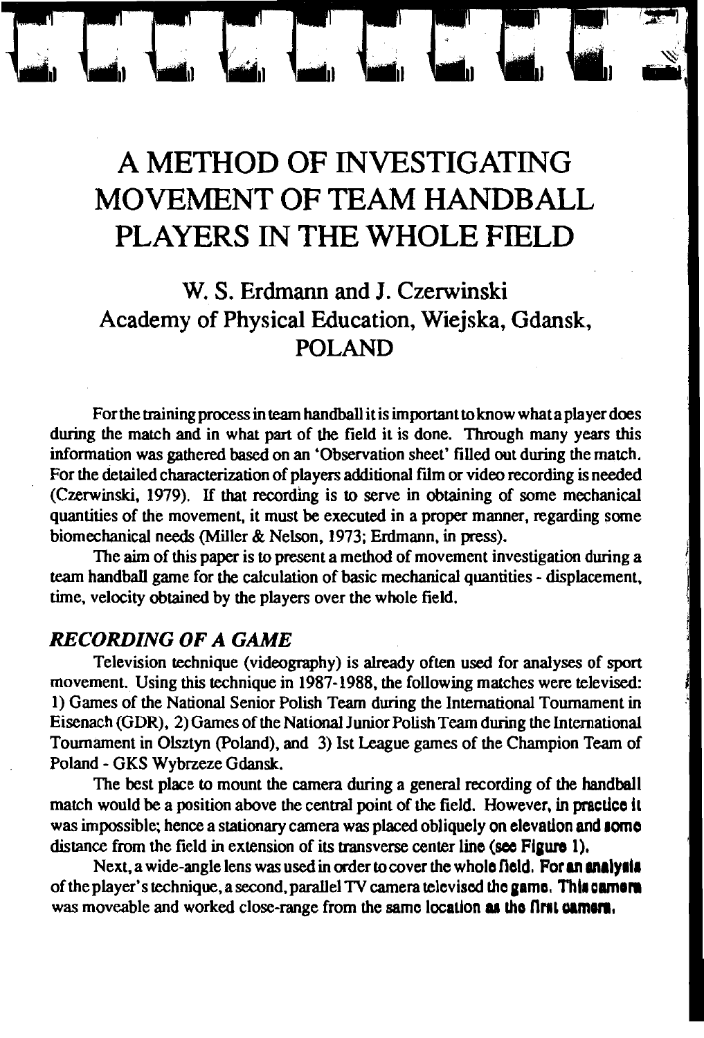# A METHOD OF INVESTIGATING MOVEMENT OF TEAM HANDBALL PLAYERS IN THE WHOLE FIELD

W. S. Erdmann and J. Czerwinski
Academy of Physical Education, Wiejska, Gdansk, POLAND

For the training process in team handball it is important to know what a player does during the match and in what part of the field it is done. Through many years this information was gathered based on an 'Observation sheet' filled out during the match. For the detailed characterization of players additional film or video recording is needed (Czerwinski, 1979). If that recording is to serve in obtaining of some mechanical quantities of the movement, it must be executed in a proper manner, regarding some biomechanical needs (Miller & Nelson, 1973; Erdmann, in press).

The aim of this paper is to present a method of movement investigation during a team handball game for the calculation of basic mechanical quantities - displacement, time, velocity obtained by the players over the whole field.

## *RECORDING OF A GAME*

Television technique (videography) is already often used for analyses of sport movement. Using this technique in 1987-1988, the following matches were televised: 1) Games of the National Senior Polish Team during the International Tournament in Eisenach (GDR), 2) Games of the National Junior Polish Team during the International Tournament in Olsztyn (Poland), and 3) Ist League games of the Champion Team of Poland - GKS Wybrzeze Gdansk.

The best place to mount the camera during a general recording of the handball match would be a position above the central point of the field. However, in practice it was impossible; hence a stationary camera was placed obliquely on elevation and some distance from the field in extension of its transverse center line (see Figure 1).

Next, a wide-angle lens was used in order to cover the whole field. For an analysis of the player's technique, a second, parallel TV camera televised the game. This camera was moveable and worked close-range from the same location as the first camera.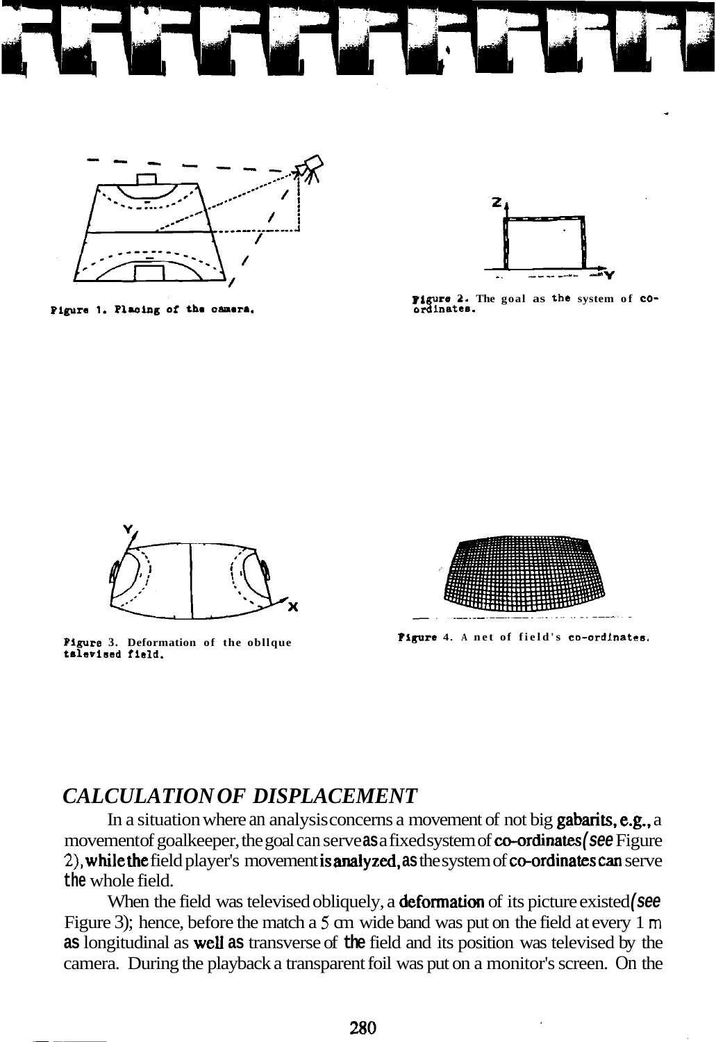Figure 1. Placing of the camera.

Figure 2. The goal as the system of co-ordinates.

Figure 3. Deformation of the oblique televised field.

Figure 4. A net of field's co-ordinates.

## *CALCULATION OF DISPLACEMENT*

In a situation where an analysis concerns a movement of not big gabarits, e.g., a movement of goalkeeper, the goal can serve as a fixed system of co-ordinates (*see* Figure 2), while the field player's movement is analyzed, as the system of co-ordinates can serve the whole field.

When the field was televised obliquely, a deformation of its picture existed (*see* Figure 3); hence, before the match a 5 cm wide band was put on the field at every 1 m as longitudinal as well as transverse of the field and its position was televised by the camera. During the playback a transparent foil was put on a monitor's screen. On the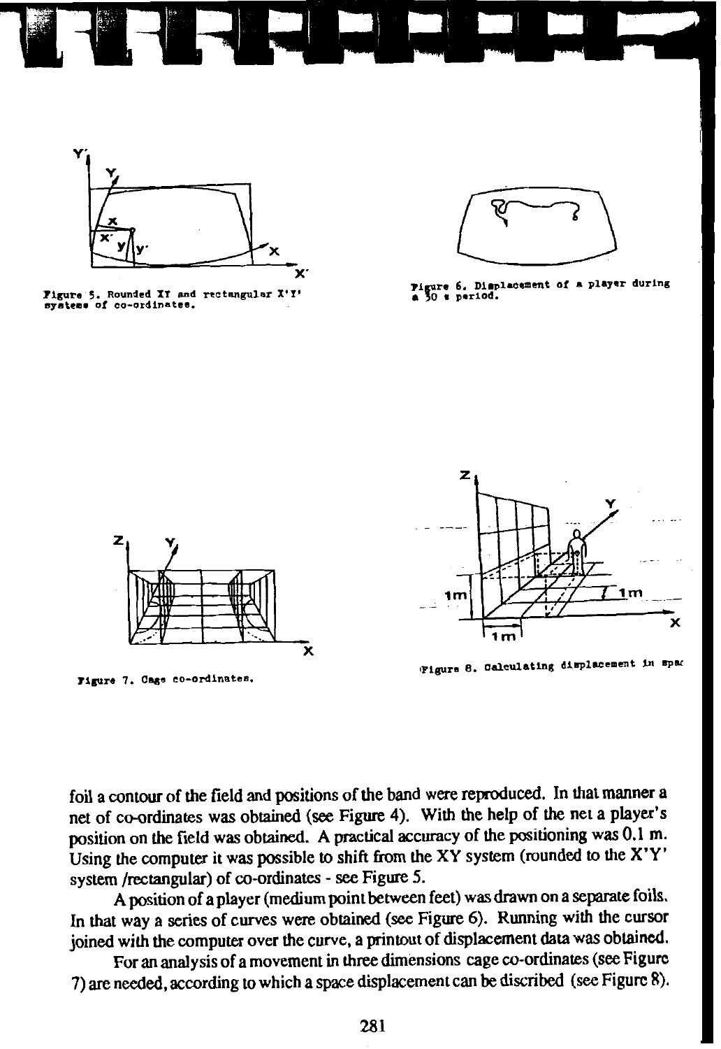Figure 5. Rounded XY and rectangular X'Y' systems of co-ordinates.

Figure 6. Displacement of a player during a 30 s period.

Figure 7. Cage co-ordinates.

Figure 8. Calculating displacement in spac

foil a contour of the field and positions of the band were reproduced. In that manner a net of co-ordinates was obtained (see Figure 4). With the help of the net a player's position on the field was obtained. A practical accuracy of the positioning was 0.1 m. Using the computer it was possible to shift from the XY system (rounded to the X'Y' system /rectangular) of co-ordinates - see Figure 5.

A position of a player (medium point between feet) was drawn on a separate foils. In that way a series of curves were obtained (see Figure 6). Running with the cursor joined with the computer over the curve, a printout of displacement data was obtained.

For an analysis of a movement in three dimensions cage co-ordinates (see Figure 7) are needed, according to which a space displacement can be discribed (see Figure 8).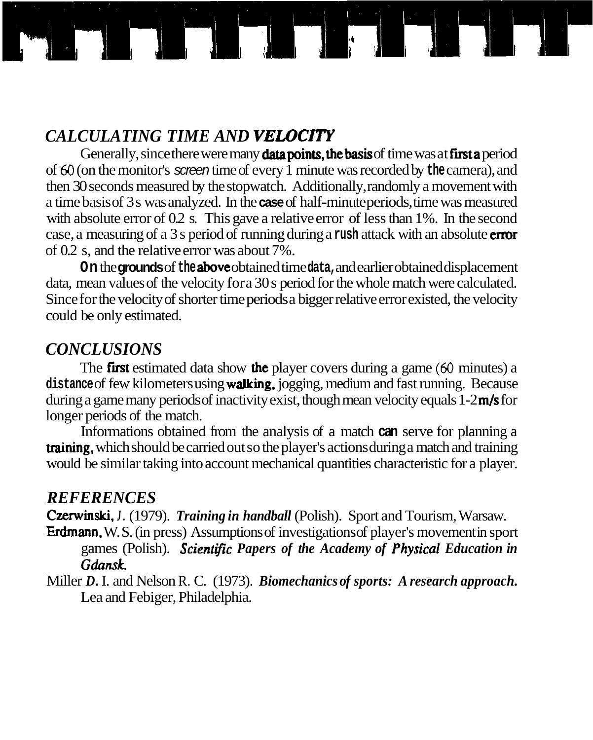## CALCULATING TIME AND VELOCITY

Generally, since there were many data points, the basis of time was at first a period of 60 (on the monitor's *screen* time of every 1 minute was recorded by the camera), and then 30 seconds measured by the stopwatch. Additionally, randomly a movement with a time basis of 3 s was analyzed. In the case of half-minute periods, time was measured with absolute error of 0.2 s. This gave a relative error of less than 1%. In the second case, a measuring of a 3 s period of running during a rush attack with an absolute error of 0.2 s, and the relative error was about 7%.

On the grounds of the above obtained time data, and earlier obtained displacement data, mean values of the velocity for a 30 s period for the whole match were calculated. Since for the velocity of shorter time periods a bigger relative error existed, the velocity could be only estimated.

## CONCLUSIONS

The first estimated data show the player covers during a game (60 minutes) a distance of few kilometers using walking, jogging, medium and fast running. Because during a game many periods of inactivity exist, though mean velocity equals 1-2 m/s for longer periods of the match.

Informations obtained from the analysis of a match can serve for planning a training, which should be carried out so the player's actions during a match and training would be similar taking into account mechanical quantities characteristic for a player.

## REFERENCES

Czerwinski, J. (1979). ***Training in handball*** (Polish). Sport and Tourism, Warsaw.

Erdmann, W. S. (in press) Assumptions of investigations of player's movement in sport games (Polish). ***Scientific Papers of the Academy of Physical Education in Gdansk.***

Miller ***D.*** I. and Nelson R. C. (1973). ***Biomechanics of sports: A research approach.*** Lea and Febiger, Philadelphia.